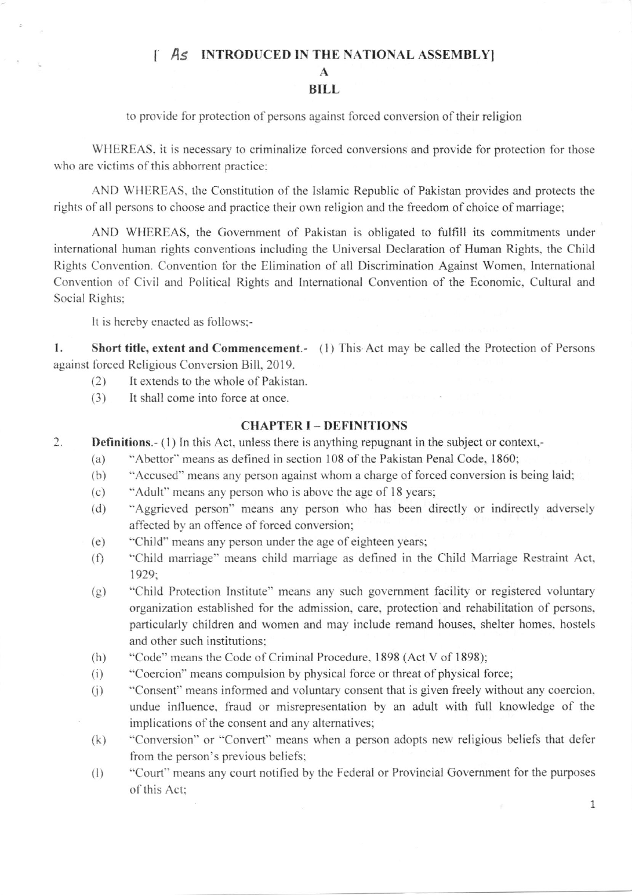# [As INTRODUCED IN THE NATIONAL ASSEMBLY]

## A

## BILL

to provide for protection of persons against forced conversion of their religion

WHEREAS, it is necessary to criminalize forced conversions and provide for protection for those who are victims of this abhorrent practice:

AND WHEREAS, the Constitution of the Islamic Republic of Pakistan provides and protects the rights of all persons to choose and practice their own religion and the freedom of choice of marriage;

AND WHEREAS, the Government of Pakistan is obligated to fulfill its commitments under international human rights conventions including the Universal Declaration of Human Rights, the Child Rights Convention. Convention for the Elimination of all Discrimination Against Women, International Convention of Civil and Political Rights and International Convention of the Economic, Cultural and Social Rights;

It is hereby enacted as follows;-

1. **Short title, extent and Commencement.-** (1) This Act may be called the Protection of Persons against forced Religious Conversion Bill, 2019.
   (2) It extends to the whole of Pakistan.
   (3) It shall come into force at once.

### CHAPTER I – DEFINITIONS

2. **Definitions.-** (1) In this Act, unless there is anything repugnant in the subject or context,-
   (a) "Abettor" means as defined in section 108 of the Pakistan Penal Code, 1860;
   (b) "Accused" means any person against whom a charge of forced conversion is being laid;
   (c) "Adult" means any person who is above the age of 18 years;
   (d) "Aggrieved person" means any person who has been directly or indirectly adversely affected by an offence of forced conversion;
   (e) "Child" means any person under the age of eighteen years;
   (f) "Child marriage" means child marriage as defined in the Child Marriage Restraint Act, 1929;
   (g) "Child Protection Institute" means any such government facility or registered voluntary organization established for the admission, care, protection and rehabilitation of persons, particularly children and women and may include remand houses, shelter homes, hostels and other such institutions;
   (h) "Code" means the Code of Criminal Procedure, 1898 (Act V of 1898);
   (i) "Coercion" means compulsion by physical force or threat of physical force;
   (j) "Consent" means informed and voluntary consent that is given freely without any coercion, undue influence, fraud or misrepresentation by an adult with full knowledge of the implications of the consent and any alternatives;
   (k) "Conversion" or "Convert" means when a person adopts new religious beliefs that defer from the person's previous beliefs;
   (l) "Court" means any court notified by the Federal or Provincial Government for the purposes of this Act;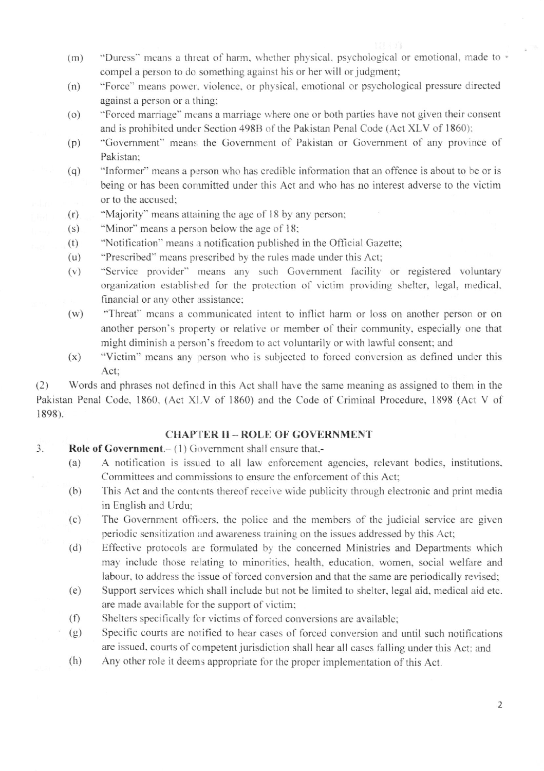(m) "Duress" means a threat of harm, whether physical, psychological or emotional, made to compel a person to do something against his or her will or judgment;

(n) "Force" means power, violence, or physical, emotional or psychological pressure directed against a person or a thing;

(o) "Forced marriage" means a marriage where one or both parties have not given their consent and is prohibited under Section 498B of the Pakistan Penal Code (Act XLV of 1860);

(p) "Government" means the Government of Pakistan or Government of any province of Pakistan;

(q) "Informer" means a person who has credible information that an offence is about to be or is being or has been committed under this Act and who has no interest adverse to the victim or to the accused;

(r) "Majority" means attaining the age of 18 by any person;

(s) "Minor" means a person below the age of 18;

(t) "Notification" means a notification published in the Official Gazette;

(u) "Prescribed" means prescribed by the rules made under this Act;

(v) "Service provider" means any such Government facility or registered voluntary organization established for the protection of victim providing shelter, legal, medical, financial or any other assistance;

(w) "Threat" means a communicated intent to inflict harm or loss on another person or on another person's property or relative or member of their community, especially one that might diminish a person's freedom to act voluntarily or with lawful consent; and

(x) "Victim" means any person who is subjected to forced conversion as defined under this Act;

(2) Words and phrases not defined in this Act shall have the same meaning as assigned to them in the Pakistan Penal Code, 1860, (Act XLV of 1860) and the Code of Criminal Procedure, 1898 (Act V of 1898).

## CHAPTER II – ROLE OF GOVERNMENT

3. **Role of Government.**– (1) Government shall ensure that,-

(a) A notification is issued to all law enforcement agencies, relevant bodies, institutions, Committees and commissions to ensure the enforcement of this Act;

(b) This Act and the contents thereof receive wide publicity through electronic and print media in English and Urdu;

(c) The Government officers, the police and the members of the judicial service are given periodic sensitization and awareness training on the issues addressed by this Act;

(d) Effective protocols are formulated by the concerned Ministries and Departments which may include those relating to minorities, health, education, women, social welfare and labour, to address the issue of forced conversion and that the same are periodically revised;

(e) Support services which shall include but not be limited to shelter, legal aid, medical aid etc. are made available for the support of victim;

(f) Shelters specifically for victims of forced conversions are available;

(g) Specific courts are notified to hear cases of forced conversion and until such notifications are issued, courts of competent jurisdiction shall hear all cases falling under this Act; and

(h) Any other role it deems appropriate for the proper implementation of this Act.